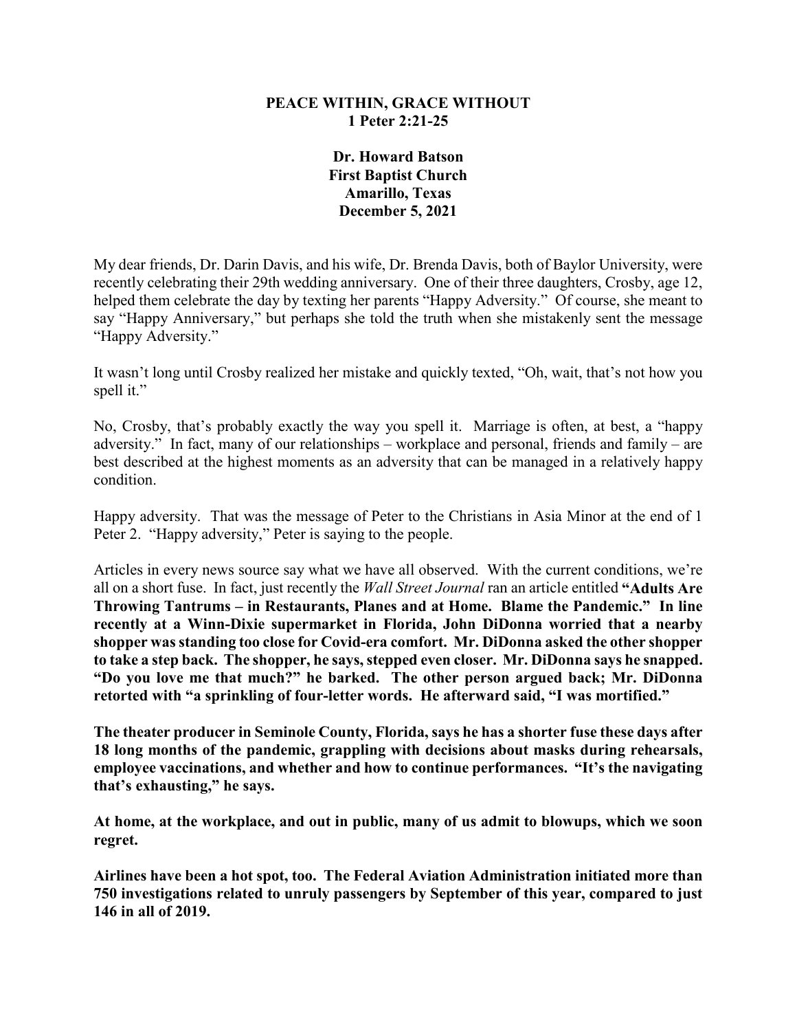**PEACE WITHIN, GRACE WITHOUT**
**1 Peter 2:21-25**

**Dr. Howard Batson**
**First Baptist Church**
**Amarillo, Texas**
**December 5, 2021**

My dear friends, Dr. Darin Davis, and his wife, Dr. Brenda Davis, both of Baylor University, were recently celebrating their 29th wedding anniversary. One of their three daughters, Crosby, age 12, helped them celebrate the day by texting her parents "Happy Adversity." Of course, she meant to say "Happy Anniversary," but perhaps she told the truth when she mistakenly sent the message "Happy Adversity."

It wasn't long until Crosby realized her mistake and quickly texted, "Oh, wait, that's not how you spell it."

No, Crosby, that's probably exactly the way you spell it. Marriage is often, at best, a "happy adversity." In fact, many of our relationships – workplace and personal, friends and family – are best described at the highest moments as an adversity that can be managed in a relatively happy condition.

Happy adversity. That was the message of Peter to the Christians in Asia Minor at the end of 1 Peter 2. "Happy adversity," Peter is saying to the people.

Articles in every news source say what we have all observed. With the current conditions, we're all on a short fuse. In fact, just recently the *Wall Street Journal* ran an article entitled **"Adults Are Throwing Tantrums – in Restaurants, Planes and at Home. Blame the Pandemic." In line recently at a Winn-Dixie supermarket in Florida, John DiDonna worried that a nearby shopper was standing too close for Covid-era comfort. Mr. DiDonna asked the other shopper to take a step back. The shopper, he says, stepped even closer. Mr. DiDonna says he snapped. "Do you love me that much?" he barked. The other person argued back; Mr. DiDonna retorted with "a sprinkling of four-letter words. He afterward said, "I was mortified."**

**The theater producer in Seminole County, Florida, says he has a shorter fuse these days after 18 long months of the pandemic, grappling with decisions about masks during rehearsals, employee vaccinations, and whether and how to continue performances. "It's the navigating that's exhausting," he says.**

**At home, at the workplace, and out in public, many of us admit to blowups, which we soon regret.**

**Airlines have been a hot spot, too. The Federal Aviation Administration initiated more than 750 investigations related to unruly passengers by September of this year, compared to just 146 in all of 2019.**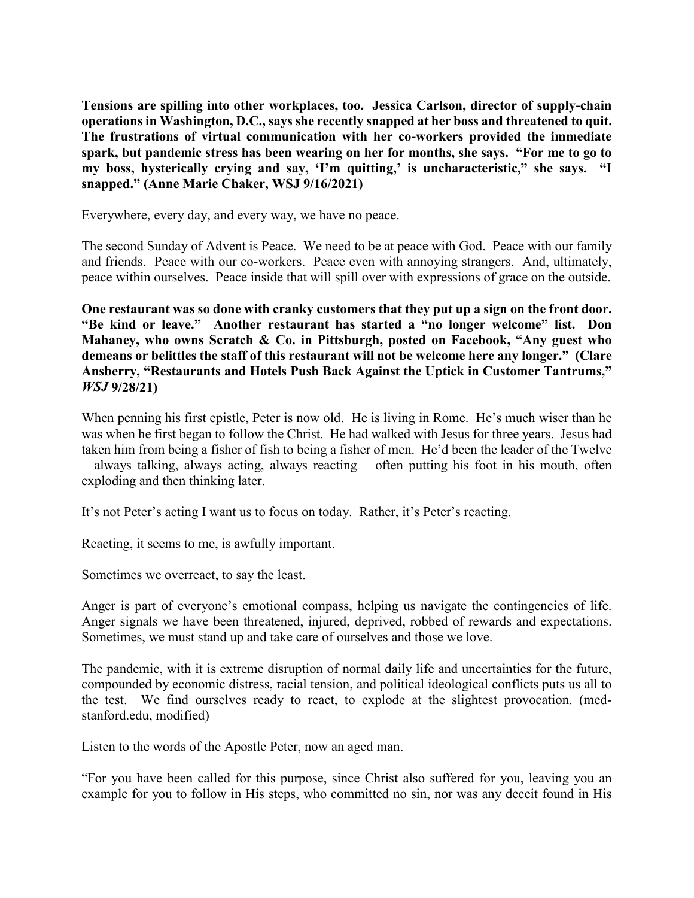**Tensions are spilling into other workplaces, too. Jessica Carlson, director of supply-chain operations in Washington, D.C., says she recently snapped at her boss and threatened to quit. The frustrations of virtual communication with her co-workers provided the immediate spark, but pandemic stress has been wearing on her for months, she says. "For me to go to my boss, hysterically crying and say, 'I'm quitting,' is uncharacteristic," she says. "I snapped." (Anne Marie Chaker, WSJ 9/16/2021)**

Everywhere, every day, and every way, we have no peace.

The second Sunday of Advent is Peace. We need to be at peace with God. Peace with our family and friends. Peace with our co-workers. Peace even with annoying strangers. And, ultimately, peace within ourselves. Peace inside that will spill over with expressions of grace on the outside.

**One restaurant was so done with cranky customers that they put up a sign on the front door. "Be kind or leave." Another restaurant has started a "no longer welcome" list. Don Mahaney, who owns Scratch & Co. in Pittsburgh, posted on Facebook, "Any guest who demeans or belittles the staff of this restaurant will not be welcome here any longer." (Clare Ansberry, "Restaurants and Hotels Push Back Against the Uptick in Customer Tantrums," *WSJ* 9/28/21)**

When penning his first epistle, Peter is now old. He is living in Rome. He's much wiser than he was when he first began to follow the Christ. He had walked with Jesus for three years. Jesus had taken him from being a fisher of fish to being a fisher of men. He'd been the leader of the Twelve – always talking, always acting, always reacting – often putting his foot in his mouth, often exploding and then thinking later.

It's not Peter's acting I want us to focus on today. Rather, it's Peter's reacting.

Reacting, it seems to me, is awfully important.

Sometimes we overreact, to say the least.

Anger is part of everyone's emotional compass, helping us navigate the contingencies of life. Anger signals we have been threatened, injured, deprived, robbed of rewards and expectations. Sometimes, we must stand up and take care of ourselves and those we love.

The pandemic, with it is extreme disruption of normal daily life and uncertainties for the future, compounded by economic distress, racial tension, and political ideological conflicts puts us all to the test. We find ourselves ready to react, to explode at the slightest provocation. (med-stanford.edu, modified)

Listen to the words of the Apostle Peter, now an aged man.

"For you have been called for this purpose, since Christ also suffered for you, leaving you an example for you to follow in His steps, who committed no sin, nor was any deceit found in His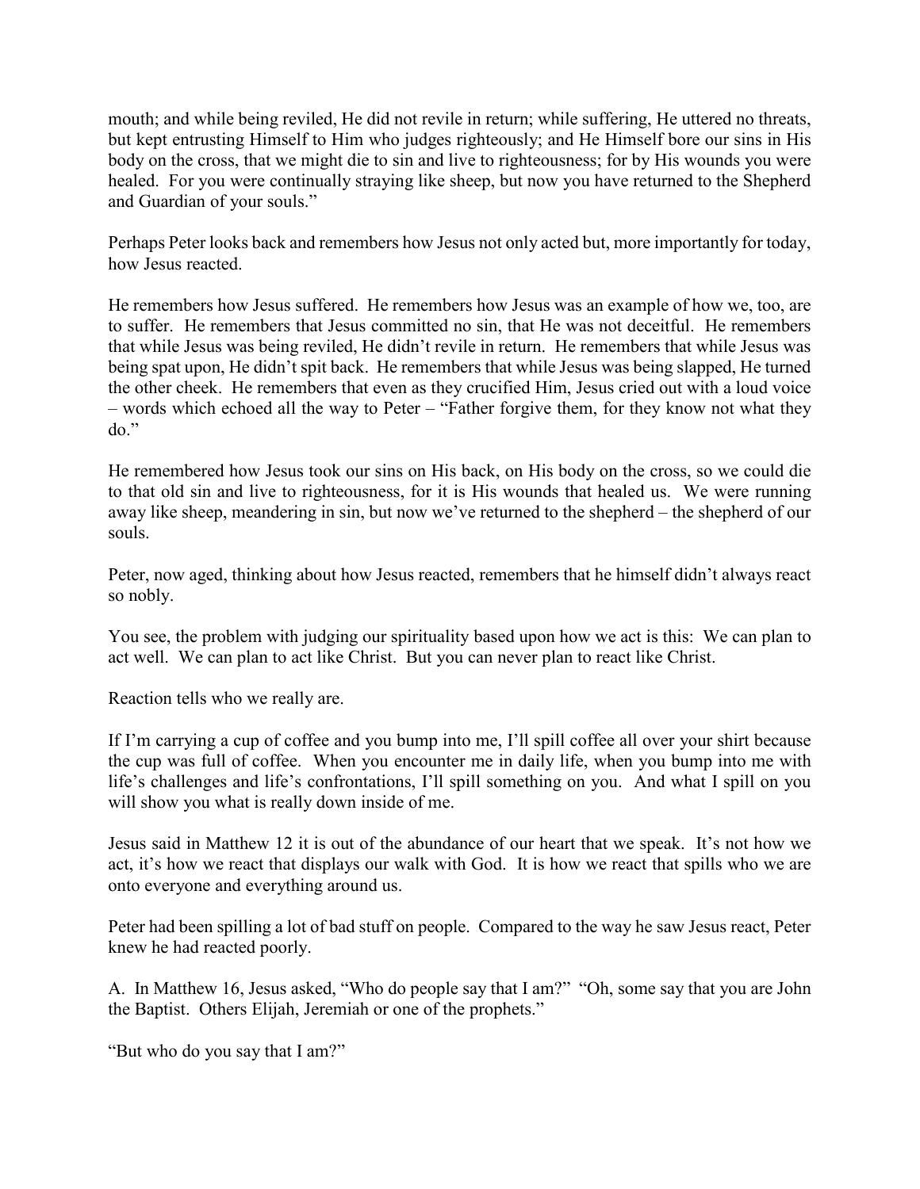mouth; and while being reviled, He did not revile in return; while suffering, He uttered no threats, but kept entrusting Himself to Him who judges righteously; and He Himself bore our sins in His body on the cross, that we might die to sin and live to righteousness; for by His wounds you were healed. For you were continually straying like sheep, but now you have returned to the Shepherd and Guardian of your souls."

Perhaps Peter looks back and remembers how Jesus not only acted but, more importantly for today, how Jesus reacted.

He remembers how Jesus suffered. He remembers how Jesus was an example of how we, too, are to suffer. He remembers that Jesus committed no sin, that He was not deceitful. He remembers that while Jesus was being reviled, He didn't revile in return. He remembers that while Jesus was being spat upon, He didn't spit back. He remembers that while Jesus was being slapped, He turned the other cheek. He remembers that even as they crucified Him, Jesus cried out with a loud voice – words which echoed all the way to Peter – "Father forgive them, for they know not what they do."

He remembered how Jesus took our sins on His back, on His body on the cross, so we could die to that old sin and live to righteousness, for it is His wounds that healed us. We were running away like sheep, meandering in sin, but now we've returned to the shepherd – the shepherd of our souls.

Peter, now aged, thinking about how Jesus reacted, remembers that he himself didn't always react so nobly.

You see, the problem with judging our spirituality based upon how we act is this: We can plan to act well. We can plan to act like Christ. But you can never plan to react like Christ.

Reaction tells who we really are.

If I'm carrying a cup of coffee and you bump into me, I'll spill coffee all over your shirt because the cup was full of coffee. When you encounter me in daily life, when you bump into me with life's challenges and life's confrontations, I'll spill something on you. And what I spill on you will show you what is really down inside of me.

Jesus said in Matthew 12 it is out of the abundance of our heart that we speak. It's not how we act, it's how we react that displays our walk with God. It is how we react that spills who we are onto everyone and everything around us.

Peter had been spilling a lot of bad stuff on people. Compared to the way he saw Jesus react, Peter knew he had reacted poorly.

A. In Matthew 16, Jesus asked, "Who do people say that I am?" "Oh, some say that you are John the Baptist. Others Elijah, Jeremiah or one of the prophets."

"But who do you say that I am?"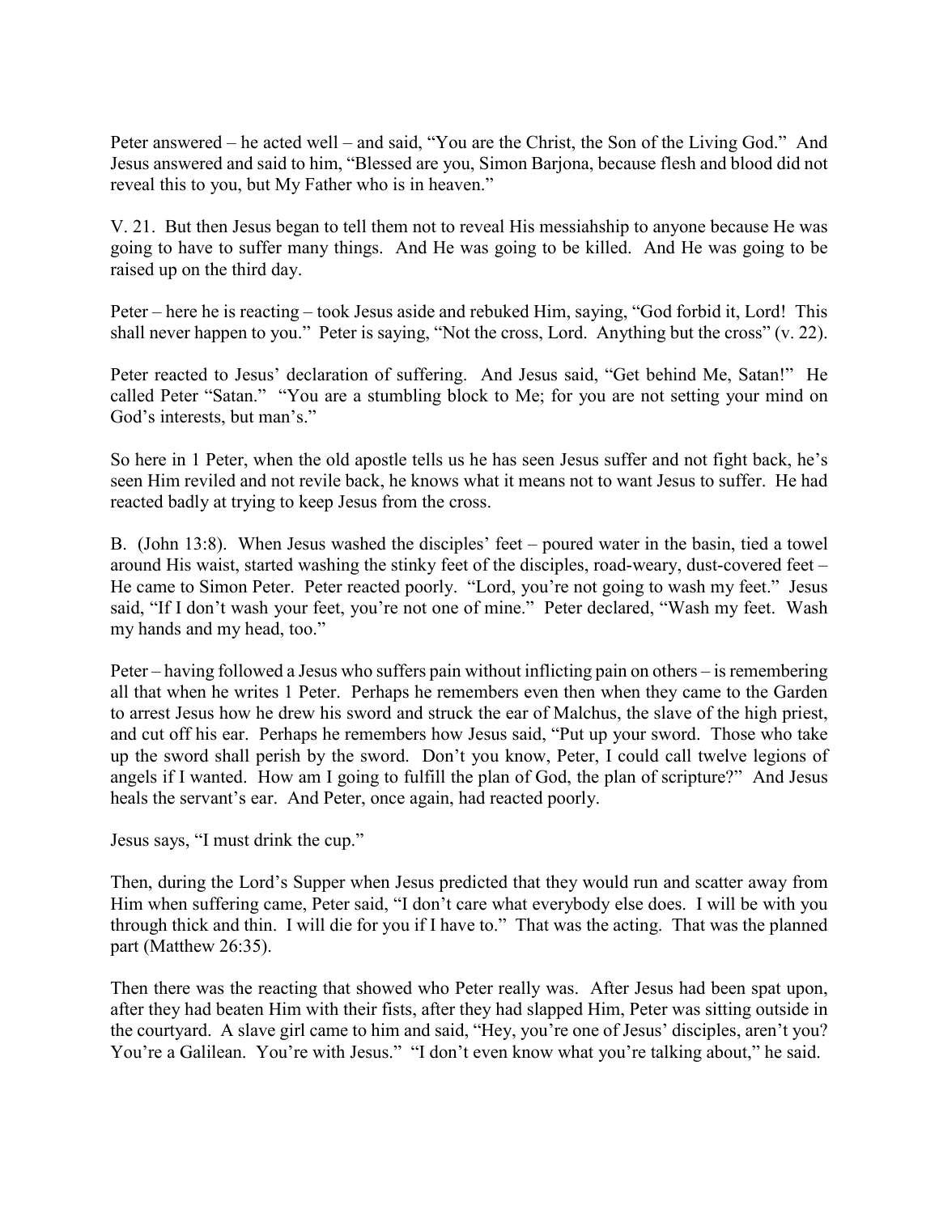Peter answered – he acted well – and said, "You are the Christ, the Son of the Living God." And Jesus answered and said to him, "Blessed are you, Simon Barjona, because flesh and blood did not reveal this to you, but My Father who is in heaven."

V. 21. But then Jesus began to tell them not to reveal His messiahship to anyone because He was going to have to suffer many things. And He was going to be killed. And He was going to be raised up on the third day.

Peter – here he is reacting – took Jesus aside and rebuked Him, saying, "God forbid it, Lord! This shall never happen to you." Peter is saying, "Not the cross, Lord. Anything but the cross" (v. 22).

Peter reacted to Jesus' declaration of suffering. And Jesus said, "Get behind Me, Satan!" He called Peter "Satan." "You are a stumbling block to Me; for you are not setting your mind on God's interests, but man's."

So here in 1 Peter, when the old apostle tells us he has seen Jesus suffer and not fight back, he's seen Him reviled and not revile back, he knows what it means not to want Jesus to suffer. He had reacted badly at trying to keep Jesus from the cross.

B. (John 13:8). When Jesus washed the disciples' feet – poured water in the basin, tied a towel around His waist, started washing the stinky feet of the disciples, road-weary, dust-covered feet – He came to Simon Peter. Peter reacted poorly. "Lord, you're not going to wash my feet." Jesus said, "If I don't wash your feet, you're not one of mine." Peter declared, "Wash my feet. Wash my hands and my head, too."

Peter – having followed a Jesus who suffers pain without inflicting pain on others – is remembering all that when he writes 1 Peter. Perhaps he remembers even then when they came to the Garden to arrest Jesus how he drew his sword and struck the ear of Malchus, the slave of the high priest, and cut off his ear. Perhaps he remembers how Jesus said, "Put up your sword. Those who take up the sword shall perish by the sword. Don't you know, Peter, I could call twelve legions of angels if I wanted. How am I going to fulfill the plan of God, the plan of scripture?" And Jesus heals the servant's ear. And Peter, once again, had reacted poorly.

Jesus says, "I must drink the cup."

Then, during the Lord's Supper when Jesus predicted that they would run and scatter away from Him when suffering came, Peter said, "I don't care what everybody else does. I will be with you through thick and thin. I will die for you if I have to." That was the acting. That was the planned part (Matthew 26:35).

Then there was the reacting that showed who Peter really was. After Jesus had been spat upon, after they had beaten Him with their fists, after they had slapped Him, Peter was sitting outside in the courtyard. A slave girl came to him and said, "Hey, you're one of Jesus' disciples, aren't you? You're a Galilean. You're with Jesus." "I don't even know what you're talking about," he said.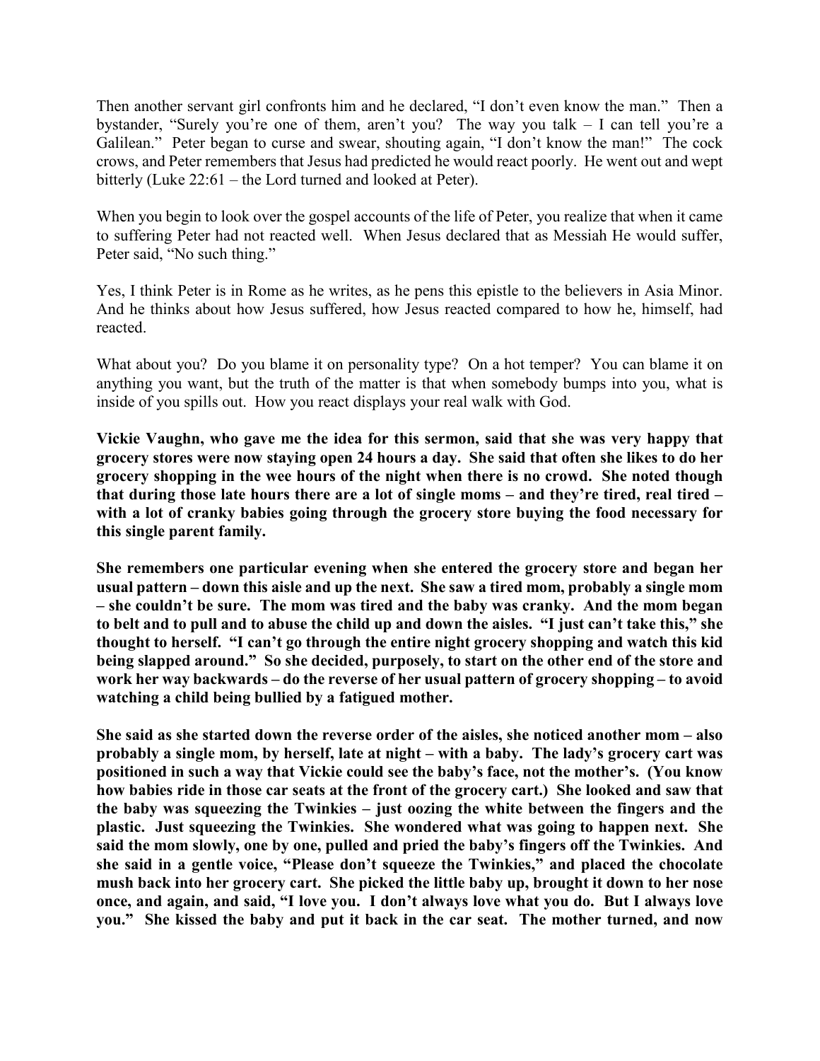Then another servant girl confronts him and he declared, "I don't even know the man." Then a bystander, "Surely you're one of them, aren't you? The way you talk – I can tell you're a Galilean." Peter began to curse and swear, shouting again, "I don't know the man!" The cock crows, and Peter remembers that Jesus had predicted he would react poorly. He went out and wept bitterly (Luke 22:61 – the Lord turned and looked at Peter).

When you begin to look over the gospel accounts of the life of Peter, you realize that when it came to suffering Peter had not reacted well. When Jesus declared that as Messiah He would suffer, Peter said, "No such thing."

Yes, I think Peter is in Rome as he writes, as he pens this epistle to the believers in Asia Minor. And he thinks about how Jesus suffered, how Jesus reacted compared to how he, himself, had reacted.

What about you? Do you blame it on personality type? On a hot temper? You can blame it on anything you want, but the truth of the matter is that when somebody bumps into you, what is inside of you spills out. How you react displays your real walk with God.

**Vickie Vaughn, who gave me the idea for this sermon, said that she was very happy that grocery stores were now staying open 24 hours a day. She said that often she likes to do her grocery shopping in the wee hours of the night when there is no crowd. She noted though that during those late hours there are a lot of single moms – and they're tired, real tired – with a lot of cranky babies going through the grocery store buying the food necessary for this single parent family.**

**She remembers one particular evening when she entered the grocery store and began her usual pattern – down this aisle and up the next. She saw a tired mom, probably a single mom – she couldn't be sure. The mom was tired and the baby was cranky. And the mom began to belt and to pull and to abuse the child up and down the aisles. "I just can't take this," she thought to herself. "I can't go through the entire night grocery shopping and watch this kid being slapped around." So she decided, purposely, to start on the other end of the store and work her way backwards – do the reverse of her usual pattern of grocery shopping – to avoid watching a child being bullied by a fatigued mother.**

**She said as she started down the reverse order of the aisles, she noticed another mom – also probably a single mom, by herself, late at night – with a baby. The lady's grocery cart was positioned in such a way that Vickie could see the baby's face, not the mother's. (You know how babies ride in those car seats at the front of the grocery cart.) She looked and saw that the baby was squeezing the Twinkies – just oozing the white between the fingers and the plastic. Just squeezing the Twinkies. She wondered what was going to happen next. She said the mom slowly, one by one, pulled and pried the baby's fingers off the Twinkies. And she said in a gentle voice, "Please don't squeeze the Twinkies," and placed the chocolate mush back into her grocery cart. She picked the little baby up, brought it down to her nose once, and again, and said, "I love you. I don't always love what you do. But I always love you." She kissed the baby and put it back in the car seat. The mother turned, and now**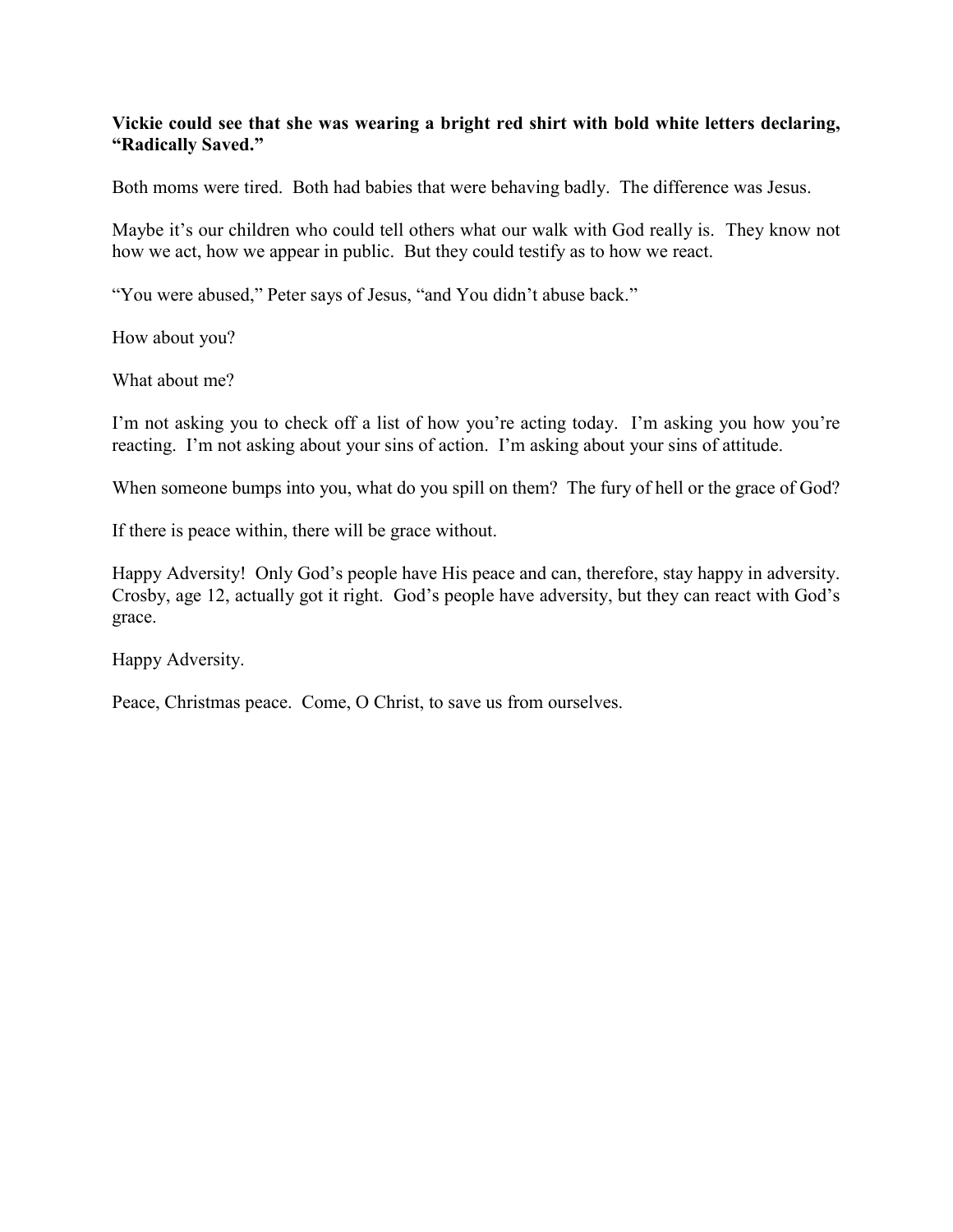**Vickie could see that she was wearing a bright red shirt with bold white letters declaring, "Radically Saved."**

Both moms were tired. Both had babies that were behaving badly. The difference was Jesus.

Maybe it's our children who could tell others what our walk with God really is. They know not how we act, how we appear in public. But they could testify as to how we react.

"You were abused," Peter says of Jesus, "and You didn't abuse back."

How about you?

What about me?

I'm not asking you to check off a list of how you're acting today. I'm asking you how you're reacting. I'm not asking about your sins of action. I'm asking about your sins of attitude.

When someone bumps into you, what do you spill on them? The fury of hell or the grace of God?

If there is peace within, there will be grace without.

Happy Adversity! Only God's people have His peace and can, therefore, stay happy in adversity. Crosby, age 12, actually got it right. God's people have adversity, but they can react with God's grace.

Happy Adversity.

Peace, Christmas peace. Come, O Christ, to save us from ourselves.